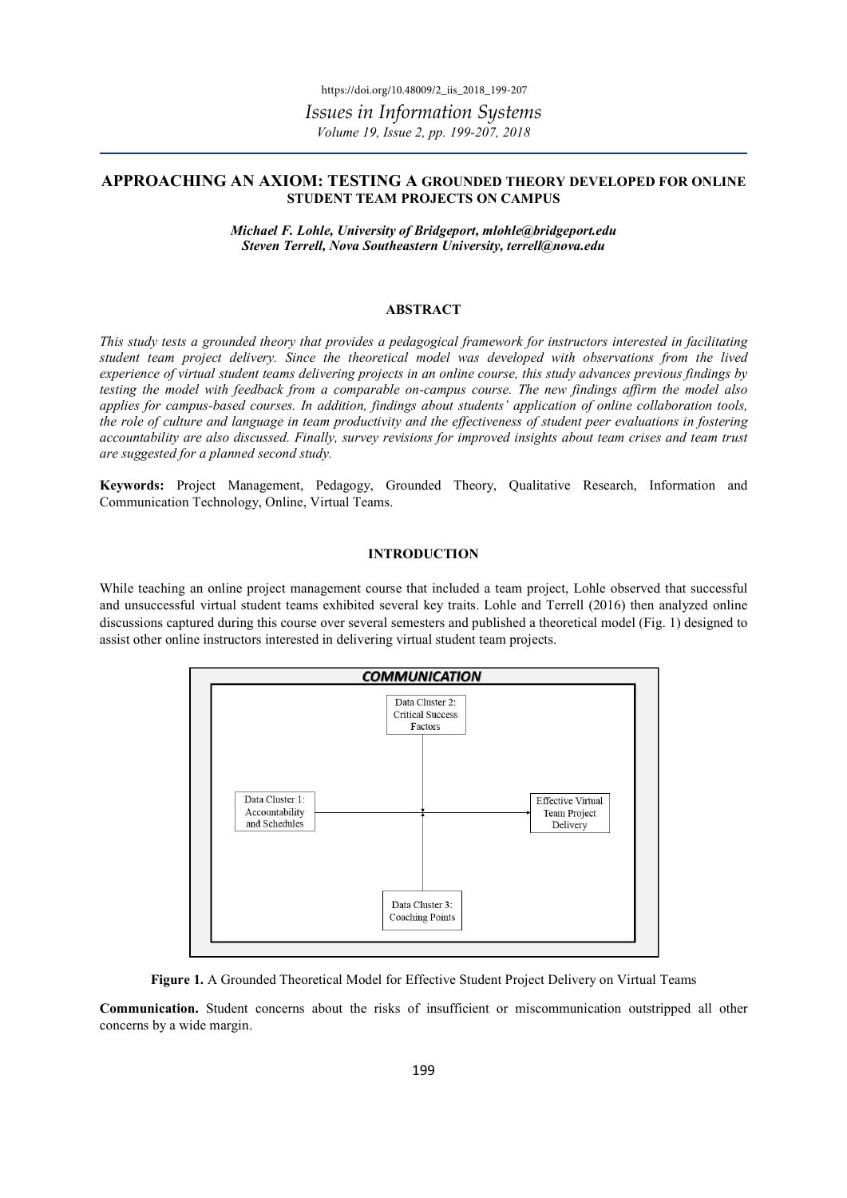# APPROACHING AN AXIOM: TESTING A GROUNDED THEORY DEVELOPED FOR ONLINE STUDENT TEAM PROJECTS ON CAMPUS

*Michael F. Lohle, University of Bridgeport, mlohle@bridgeport.edu*
*Steven Terrell, Nova Southeastern University, terrell@nova.edu*

## ABSTRACT

*This study tests a grounded theory that provides a pedagogical framework for instructors interested in facilitating student team project delivery. Since the theoretical model was developed with observations from the lived experience of virtual student teams delivering projects in an online course, this study advances previous findings by testing the model with feedback from a comparable on-campus course. The new findings affirm the model also applies for campus-based courses. In addition, findings about students' application of online collaboration tools, the role of culture and language in team productivity and the effectiveness of student peer evaluations in fostering accountability are also discussed. Finally, survey revisions for improved insights about team crises and team trust are suggested for a planned second study.*

**Keywords:** Project Management, Pedagogy, Grounded Theory, Qualitative Research, Information and Communication Technology, Online, Virtual Teams.

## INTRODUCTION

While teaching an online project management course that included a team project, Lohle observed that successful and unsuccessful virtual student teams exhibited several key traits. Lohle and Terrell (2016) then analyzed online discussions captured during this course over several semesters and published a theoretical model (Fig. 1) designed to assist other online instructors interested in delivering virtual student team projects.

COMMUNICATION

Data Cluster 2: Critical Success Factors

Data Cluster 1: Accountability and Schedules

Effective Virtual Team Project Delivery

Data Cluster 3: Coaching Points

**Figure 1.** A Grounded Theoretical Model for Effective Student Project Delivery on Virtual Teams

**Communication.** Student concerns about the risks of insufficient or miscommunication outstripped all other concerns by a wide margin.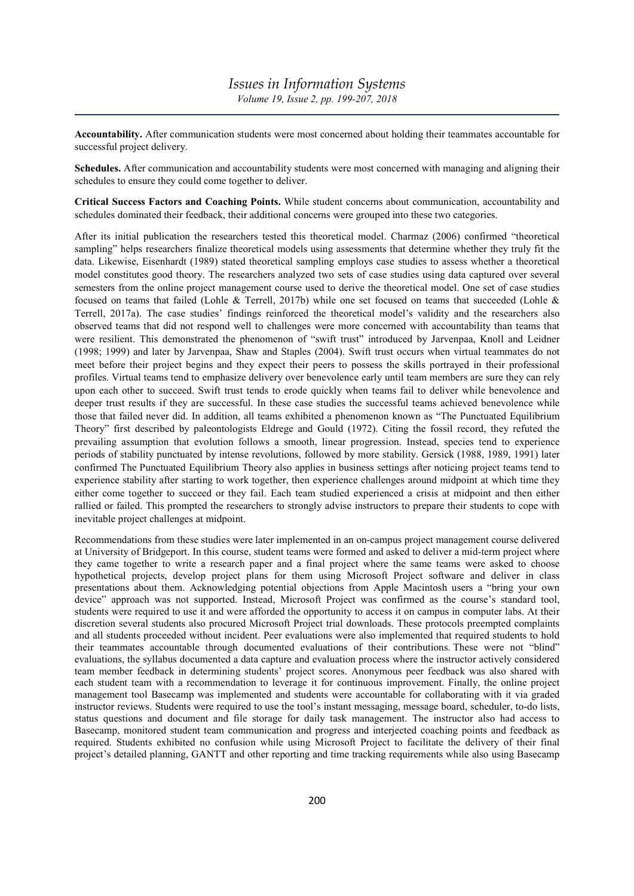**Accountability.** After communication students were most concerned about holding their teammates accountable for successful project delivery.

**Schedules.** After communication and accountability students were most concerned with managing and aligning their schedules to ensure they could come together to deliver.

**Critical Success Factors and Coaching Points.** While student concerns about communication, accountability and schedules dominated their feedback, their additional concerns were grouped into these two categories.

After its initial publication the researchers tested this theoretical model. Charmaz (2006) confirmed "theoretical sampling" helps researchers finalize theoretical models using assessments that determine whether they truly fit the data. Likewise, Eisenhardt (1989) stated theoretical sampling employs case studies to assess whether a theoretical model constitutes good theory. The researchers analyzed two sets of case studies using data captured over several semesters from the online project management course used to derive the theoretical model. One set of case studies focused on teams that failed (Lohle & Terrell, 2017b) while one set focused on teams that succeeded (Lohle & Terrell, 2017a). The case studies' findings reinforced the theoretical model's validity and the researchers also observed teams that did not respond well to challenges were more concerned with accountability than teams that were resilient. This demonstrated the phenomenon of "swift trust" introduced by Jarvenpaa, Knoll and Leidner (1998; 1999) and later by Jarvenpaa, Shaw and Staples (2004). Swift trust occurs when virtual teammates do not meet before their project begins and they expect their peers to possess the skills portrayed in their professional profiles. Virtual teams tend to emphasize delivery over benevolence early until team members are sure they can rely upon each other to succeed. Swift trust tends to erode quickly when teams fail to deliver while benevolence and deeper trust results if they are successful. In these case studies the successful teams achieved benevolence while those that failed never did. In addition, all teams exhibited a phenomenon known as "The Punctuated Equilibrium Theory" first described by paleontologists Eldrege and Gould (1972). Citing the fossil record, they refuted the prevailing assumption that evolution follows a smooth, linear progression. Instead, species tend to experience periods of stability punctuated by intense revolutions, followed by more stability. Gersick (1988, 1989, 1991) later confirmed The Punctuated Equilibrium Theory also applies in business settings after noticing project teams tend to experience stability after starting to work together, then experience challenges around midpoint at which time they either come together to succeed or they fail. Each team studied experienced a crisis at midpoint and then either rallied or failed. This prompted the researchers to strongly advise instructors to prepare their students to cope with inevitable project challenges at midpoint.

Recommendations from these studies were later implemented in an on-campus project management course delivered at University of Bridgeport. In this course, student teams were formed and asked to deliver a mid-term project where they came together to write a research paper and a final project where the same teams were asked to choose hypothetical projects, develop project plans for them using Microsoft Project software and deliver in class presentations about them. Acknowledging potential objections from Apple Macintosh users a "bring your own device" approach was not supported. Instead, Microsoft Project was confirmed as the course's standard tool, students were required to use it and were afforded the opportunity to access it on campus in computer labs. At their discretion several students also procured Microsoft Project trial downloads. These protocols preempted complaints and all students proceeded without incident. Peer evaluations were also implemented that required students to hold their teammates accountable through documented evaluations of their contributions. These were not "blind" evaluations, the syllabus documented a data capture and evaluation process where the instructor actively considered team member feedback in determining students' project scores. Anonymous peer feedback was also shared with each student team with a recommendation to leverage it for continuous improvement. Finally, the online project management tool Basecamp was implemented and students were accountable for collaborating with it via graded instructor reviews. Students were required to use the tool's instant messaging, message board, scheduler, to-do lists, status questions and document and file storage for daily task management. The instructor also had access to Basecamp, monitored student team communication and progress and interjected coaching points and feedback as required. Students exhibited no confusion while using Microsoft Project to facilitate the delivery of their final project's detailed planning, GANTT and other reporting and time tracking requirements while also using Basecamp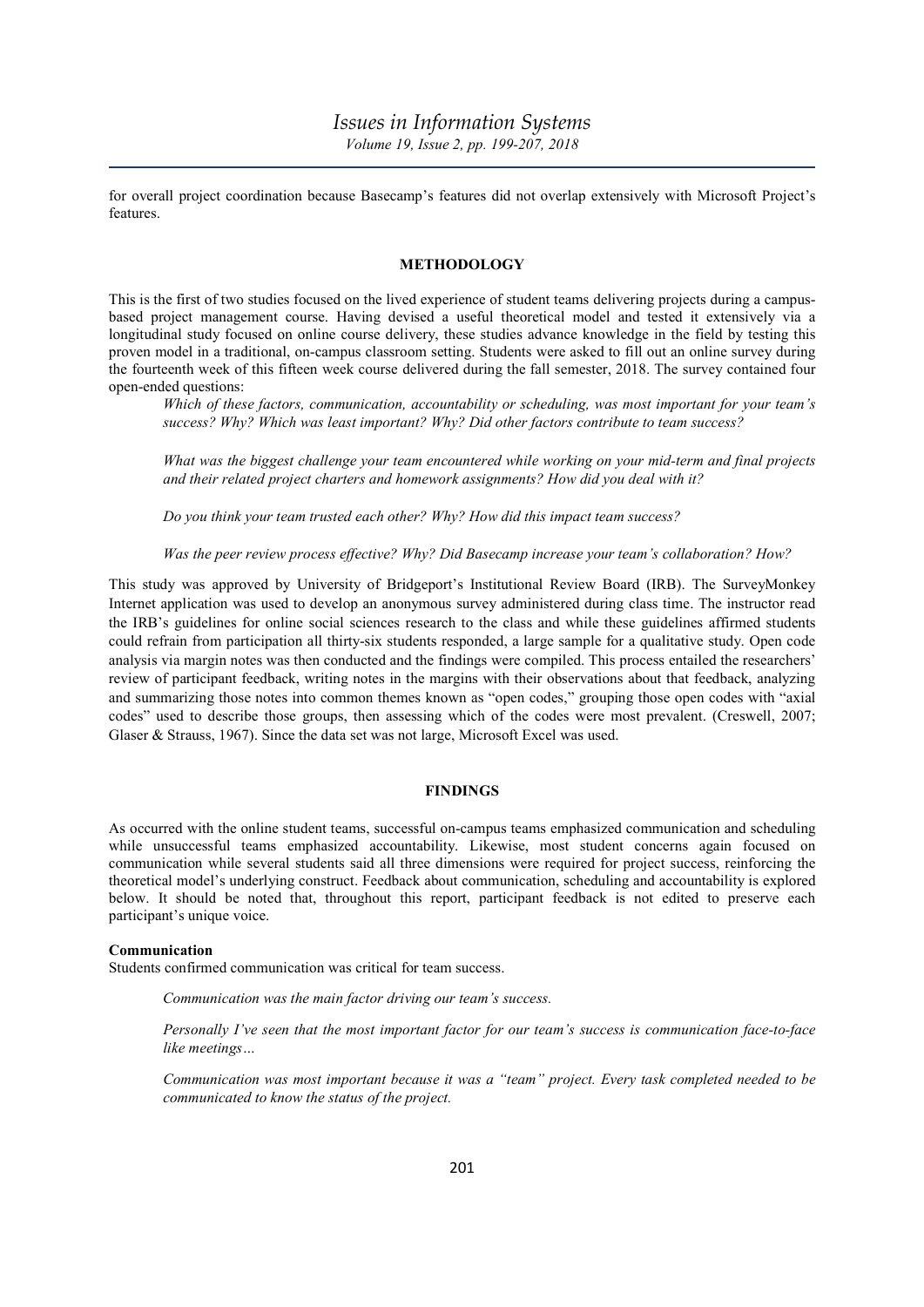for overall project coordination because Basecamp's features did not overlap extensively with Microsoft Project's features.

## METHODOLOGY

This is the first of two studies focused on the lived experience of student teams delivering projects during a campus-based project management course. Having devised a useful theoretical model and tested it extensively via a longitudinal study focused on online course delivery, these studies advance knowledge in the field by testing this proven model in a traditional, on-campus classroom setting. Students were asked to fill out an online survey during the fourteenth week of this fifteen week course delivered during the fall semester, 2018. The survey contained four open-ended questions:

> *Which of these factors, communication, accountability or scheduling, was most important for your team's success? Why? Which was least important? Why? Did other factors contribute to team success?*
>
> *What was the biggest challenge your team encountered while working on your mid-term and final projects and their related project charters and homework assignments? How did you deal with it?*
>
> *Do you think your team trusted each other? Why? How did this impact team success?*
>
> *Was the peer review process effective? Why? Did Basecamp increase your team's collaboration? How?*

This study was approved by University of Bridgeport's Institutional Review Board (IRB). The SurveyMonkey Internet application was used to develop an anonymous survey administered during class time. The instructor read the IRB's guidelines for online social sciences research to the class and while these guidelines affirmed students could refrain from participation all thirty-six students responded, a large sample for a qualitative study. Open code analysis via margin notes was then conducted and the findings were compiled. This process entailed the researchers' review of participant feedback, writing notes in the margins with their observations about that feedback, analyzing and summarizing those notes into common themes known as "open codes," grouping those open codes with "axial codes" used to describe those groups, then assessing which of the codes were most prevalent. (Creswell, 2007; Glaser & Strauss, 1967). Since the data set was not large, Microsoft Excel was used.

## FINDINGS

As occurred with the online student teams, successful on-campus teams emphasized communication and scheduling while unsuccessful teams emphasized accountability. Likewise, most student concerns again focused on communication while several students said all three dimensions were required for project success, reinforcing the theoretical model's underlying construct. Feedback about communication, scheduling and accountability is explored below. It should be noted that, throughout this report, participant feedback is not edited to preserve each participant's unique voice.

### Communication

Students confirmed communication was critical for team success.

> *Communication was the main factor driving our team's success.*
>
> *Personally I've seen that the most important factor for our team's success is communication face-to-face like meetings…*
>
> *Communication was most important because it was a "team" project. Every task completed needed to be communicated to know the status of the project.*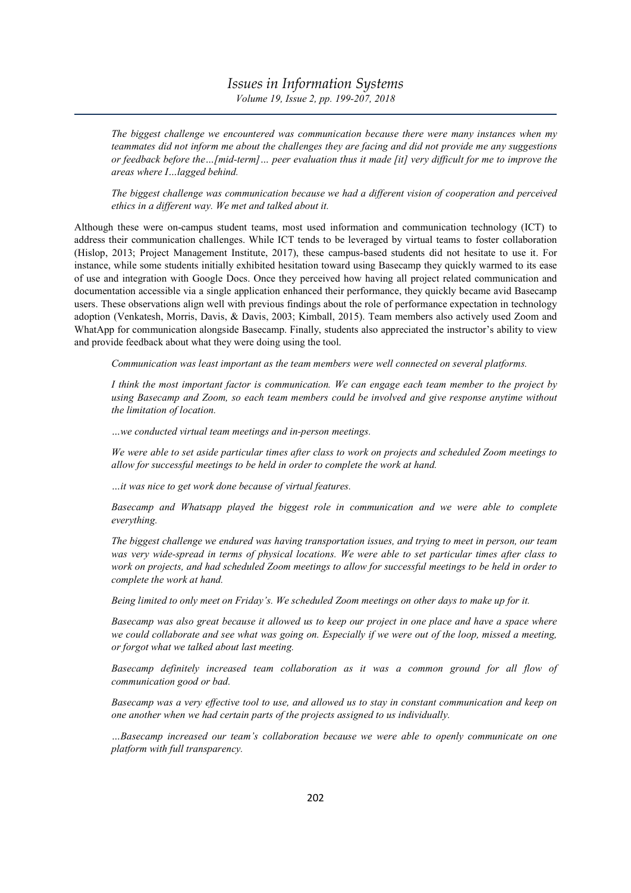*The biggest challenge we encountered was communication because there were many instances when my teammates did not inform me about the challenges they are facing and did not provide me any suggestions or feedback before the…[mid-term]… peer evaluation thus it made [it] very difficult for me to improve the areas where I…lagged behind.*

*The biggest challenge was communication because we had a different vision of cooperation and perceived ethics in a different way. We met and talked about it.*

Although these were on-campus student teams, most used information and communication technology (ICT) to address their communication challenges. While ICT tends to be leveraged by virtual teams to foster collaboration (Hislop, 2013; Project Management Institute, 2017), these campus-based students did not hesitate to use it. For instance, while some students initially exhibited hesitation toward using Basecamp they quickly warmed to its ease of use and integration with Google Docs. Once they perceived how having all project related communication and documentation accessible via a single application enhanced their performance, they quickly became avid Basecamp users. These observations align well with previous findings about the role of performance expectation in technology adoption (Venkatesh, Morris, Davis, & Davis, 2003; Kimball, 2015). Team members also actively used Zoom and WhatApp for communication alongside Basecamp. Finally, students also appreciated the instructor's ability to view and provide feedback about what they were doing using the tool.

*Communication was least important as the team members were well connected on several platforms.*

*I think the most important factor is communication. We can engage each team member to the project by using Basecamp and Zoom, so each team members could be involved and give response anytime without the limitation of location.*

*…we conducted virtual team meetings and in-person meetings.*

*We were able to set aside particular times after class to work on projects and scheduled Zoom meetings to allow for successful meetings to be held in order to complete the work at hand.*

*…it was nice to get work done because of virtual features.*

*Basecamp and Whatsapp played the biggest role in communication and we were able to complete everything.*

*The biggest challenge we endured was having transportation issues, and trying to meet in person, our team was very wide-spread in terms of physical locations. We were able to set particular times after class to work on projects, and had scheduled Zoom meetings to allow for successful meetings to be held in order to complete the work at hand.*

*Being limited to only meet on Friday's. We scheduled Zoom meetings on other days to make up for it.*

*Basecamp was also great because it allowed us to keep our project in one place and have a space where we could collaborate and see what was going on. Especially if we were out of the loop, missed a meeting, or forgot what we talked about last meeting.*

*Basecamp definitely increased team collaboration as it was a common ground for all flow of communication good or bad.*

*Basecamp was a very effective tool to use, and allowed us to stay in constant communication and keep on one another when we had certain parts of the projects assigned to us individually.*

*…Basecamp increased our team's collaboration because we were able to openly communicate on one platform with full transparency.*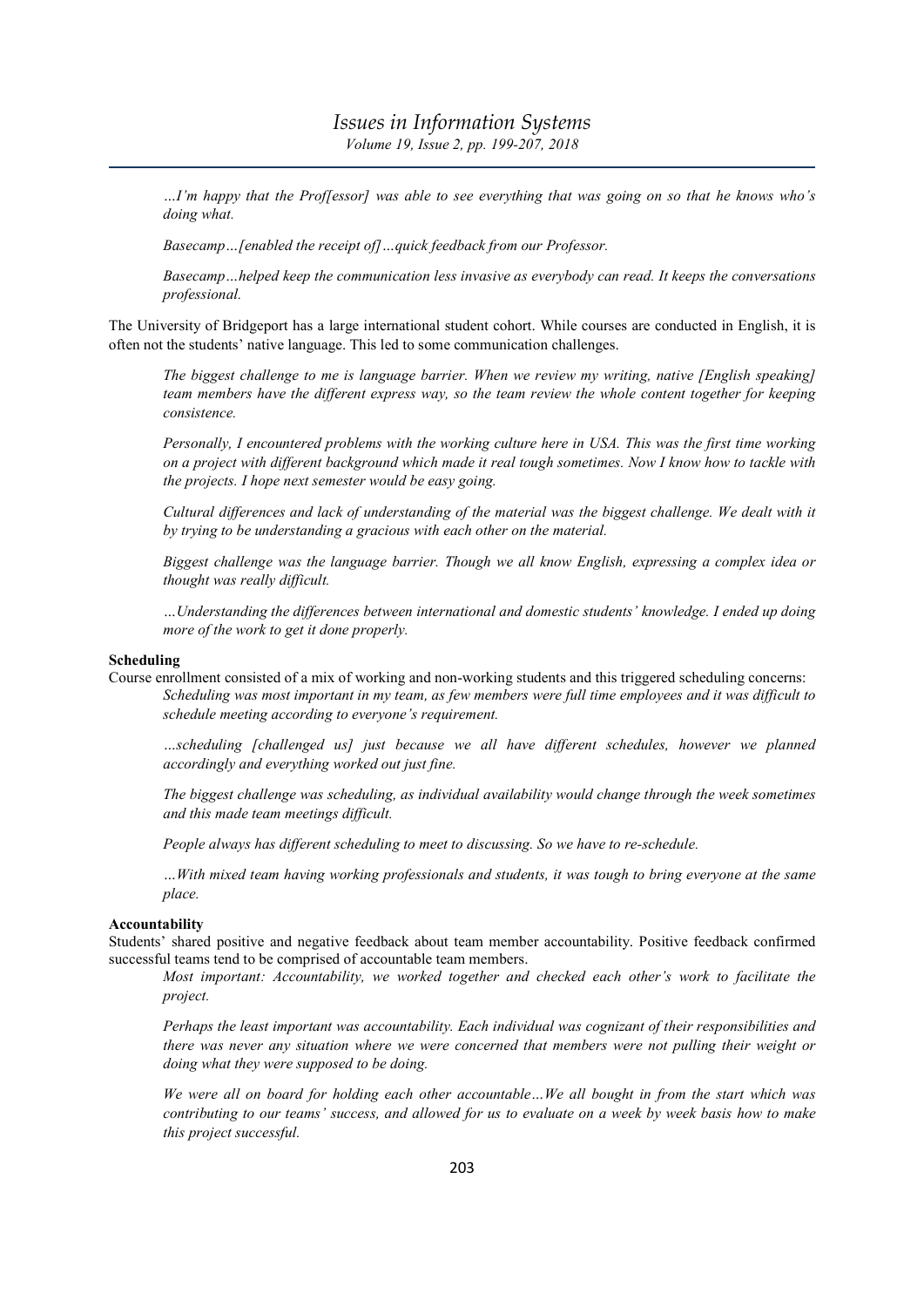*…I'm happy that the Prof[essor] was able to see everything that was going on so that he knows who's doing what.*

*Basecamp…[enabled the receipt of]…quick feedback from our Professor.*

*Basecamp…helped keep the communication less invasive as everybody can read. It keeps the conversations professional.*

The University of Bridgeport has a large international student cohort. While courses are conducted in English, it is often not the students' native language. This led to some communication challenges.

*The biggest challenge to me is language barrier. When we review my writing, native [English speaking] team members have the different express way, so the team review the whole content together for keeping consistence.*

*Personally, I encountered problems with the working culture here in USA. This was the first time working on a project with different background which made it real tough sometimes. Now I know how to tackle with the projects. I hope next semester would be easy going.*

*Cultural differences and lack of understanding of the material was the biggest challenge. We dealt with it by trying to be understanding a gracious with each other on the material.*

*Biggest challenge was the language barrier. Though we all know English, expressing a complex idea or thought was really difficult.*

*…Understanding the differences between international and domestic students' knowledge. I ended up doing more of the work to get it done properly.*

**Scheduling**

Course enrollment consisted of a mix of working and non-working students and this triggered scheduling concerns:

*Scheduling was most important in my team, as few members were full time employees and it was difficult to schedule meeting according to everyone's requirement.*

*…scheduling [challenged us] just because we all have different schedules, however we planned accordingly and everything worked out just fine.*

*The biggest challenge was scheduling, as individual availability would change through the week sometimes and this made team meetings difficult.*

*People always has different scheduling to meet to discussing. So we have to re-schedule.*

*…With mixed team having working professionals and students, it was tough to bring everyone at the same place.*

**Accountability**

Students' shared positive and negative feedback about team member accountability. Positive feedback confirmed successful teams tend to be comprised of accountable team members.

*Most important: Accountability, we worked together and checked each other's work to facilitate the project.*

*Perhaps the least important was accountability. Each individual was cognizant of their responsibilities and there was never any situation where we were concerned that members were not pulling their weight or doing what they were supposed to be doing.*

*We were all on board for holding each other accountable…We all bought in from the start which was contributing to our teams' success, and allowed for us to evaluate on a week by week basis how to make this project successful.*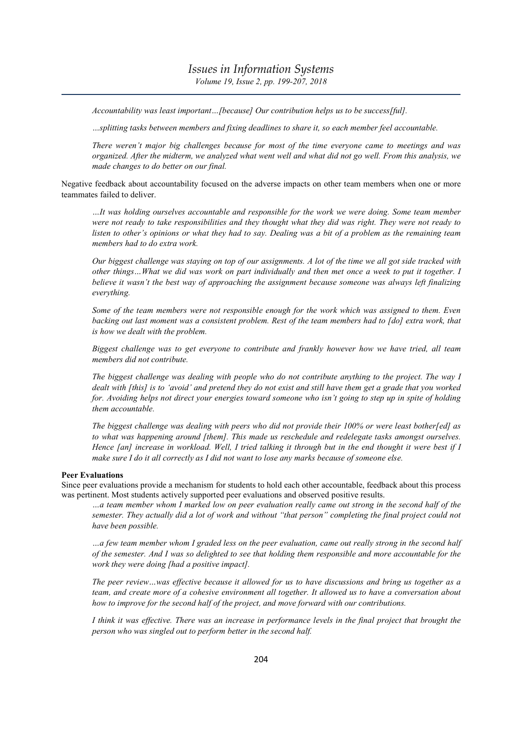*Accountability was least important…[because] Our contribution helps us to be success[ful].*

*…splitting tasks between members and fixing deadlines to share it, so each member feel accountable.*

*There weren't major big challenges because for most of the time everyone came to meetings and was organized. After the midterm, we analyzed what went well and what did not go well. From this analysis, we made changes to do better on our final.*

Negative feedback about accountability focused on the adverse impacts on other team members when one or more teammates failed to deliver.

*…It was holding ourselves accountable and responsible for the work we were doing. Some team member were not ready to take responsibilities and they thought what they did was right. They were not ready to listen to other's opinions or what they had to say. Dealing was a bit of a problem as the remaining team members had to do extra work.*

*Our biggest challenge was staying on top of our assignments. A lot of the time we all got side tracked with other things…What we did was work on part individually and then met once a week to put it together. I believe it wasn't the best way of approaching the assignment because someone was always left finalizing everything.*

*Some of the team members were not responsible enough for the work which was assigned to them. Even backing out last moment was a consistent problem. Rest of the team members had to [do] extra work, that is how we dealt with the problem.*

*Biggest challenge was to get everyone to contribute and frankly however how we have tried, all team members did not contribute.*

*The biggest challenge was dealing with people who do not contribute anything to the project. The way I dealt with [this] is to 'avoid' and pretend they do not exist and still have them get a grade that you worked for. Avoiding helps not direct your energies toward someone who isn't going to step up in spite of holding them accountable.*

*The biggest challenge was dealing with peers who did not provide their 100% or were least bother[ed] as to what was happening around [them]. This made us reschedule and redelegate tasks amongst ourselves. Hence [an] increase in workload. Well, I tried talking it through but in the end thought it were best if I make sure I do it all correctly as I did not want to lose any marks because of someone else.*

**Peer Evaluations**

Since peer evaluations provide a mechanism for students to hold each other accountable, feedback about this process was pertinent. Most students actively supported peer evaluations and observed positive results.

*…a team member whom I marked low on peer evaluation really came out strong in the second half of the semester. They actually did a lot of work and without "that person" completing the final project could not have been possible.*

*…a few team member whom I graded less on the peer evaluation, came out really strong in the second half of the semester. And I was so delighted to see that holding them responsible and more accountable for the work they were doing [had a positive impact].*

*The peer review…was effective because it allowed for us to have discussions and bring us together as a team, and create more of a cohesive environment all together. It allowed us to have a conversation about how to improve for the second half of the project, and move forward with our contributions.*

*I think it was effective. There was an increase in performance levels in the final project that brought the person who was singled out to perform better in the second half.*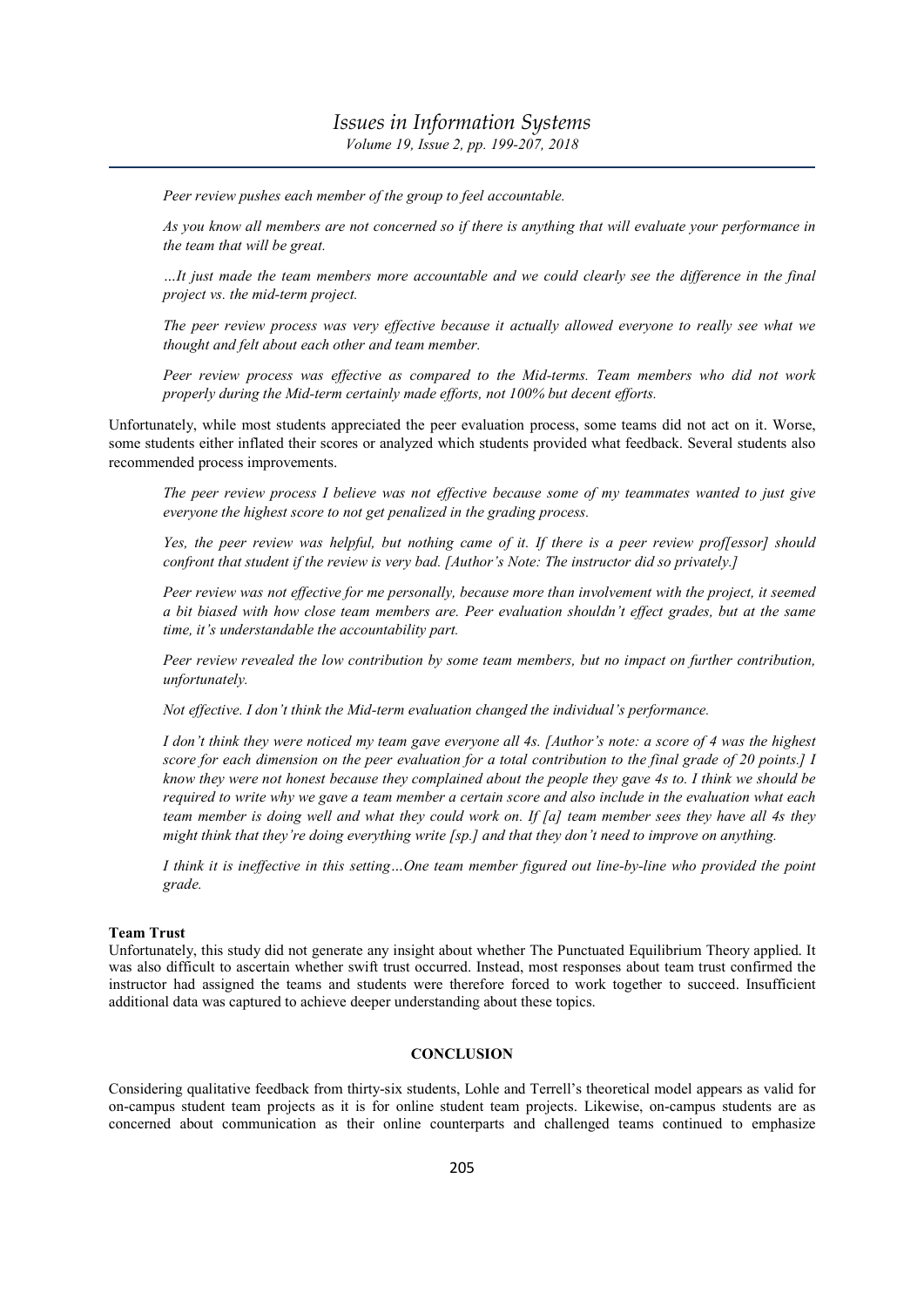*Peer review pushes each member of the group to feel accountable.*

*As you know all members are not concerned so if there is anything that will evaluate your performance in the team that will be great.*

*…It just made the team members more accountable and we could clearly see the difference in the final project vs. the mid-term project.*

*The peer review process was very effective because it actually allowed everyone to really see what we thought and felt about each other and team member.*

*Peer review process was effective as compared to the Mid-terms. Team members who did not work properly during the Mid-term certainly made efforts, not 100% but decent efforts.*

Unfortunately, while most students appreciated the peer evaluation process, some teams did not act on it. Worse, some students either inflated their scores or analyzed which students provided what feedback. Several students also recommended process improvements.

*The peer review process I believe was not effective because some of my teammates wanted to just give everyone the highest score to not get penalized in the grading process.*

*Yes, the peer review was helpful, but nothing came of it. If there is a peer review prof[essor] should confront that student if the review is very bad. [Author's Note: The instructor did so privately.]*

*Peer review was not effective for me personally, because more than involvement with the project, it seemed a bit biased with how close team members are. Peer evaluation shouldn't effect grades, but at the same time, it's understandable the accountability part.*

*Peer review revealed the low contribution by some team members, but no impact on further contribution, unfortunately.*

*Not effective. I don't think the Mid-term evaluation changed the individual's performance.*

*I don't think they were noticed my team gave everyone all 4s. [Author's note: a score of 4 was the highest score for each dimension on the peer evaluation for a total contribution to the final grade of 20 points.] I know they were not honest because they complained about the people they gave 4s to. I think we should be required to write why we gave a team member a certain score and also include in the evaluation what each team member is doing well and what they could work on. If [a] team member sees they have all 4s they might think that they're doing everything write [sp.] and that they don't need to improve on anything.*

*I think it is ineffective in this setting…One team member figured out line-by-line who provided the point grade.*

**Team Trust**

Unfortunately, this study did not generate any insight about whether The Punctuated Equilibrium Theory applied. It was also difficult to ascertain whether swift trust occurred. Instead, most responses about team trust confirmed the instructor had assigned the teams and students were therefore forced to work together to succeed. Insufficient additional data was captured to achieve deeper understanding about these topics.

## CONCLUSION

Considering qualitative feedback from thirty-six students, Lohle and Terrell's theoretical model appears as valid for on-campus student team projects as it is for online student team projects. Likewise, on-campus students are as concerned about communication as their online counterparts and challenged teams continued to emphasize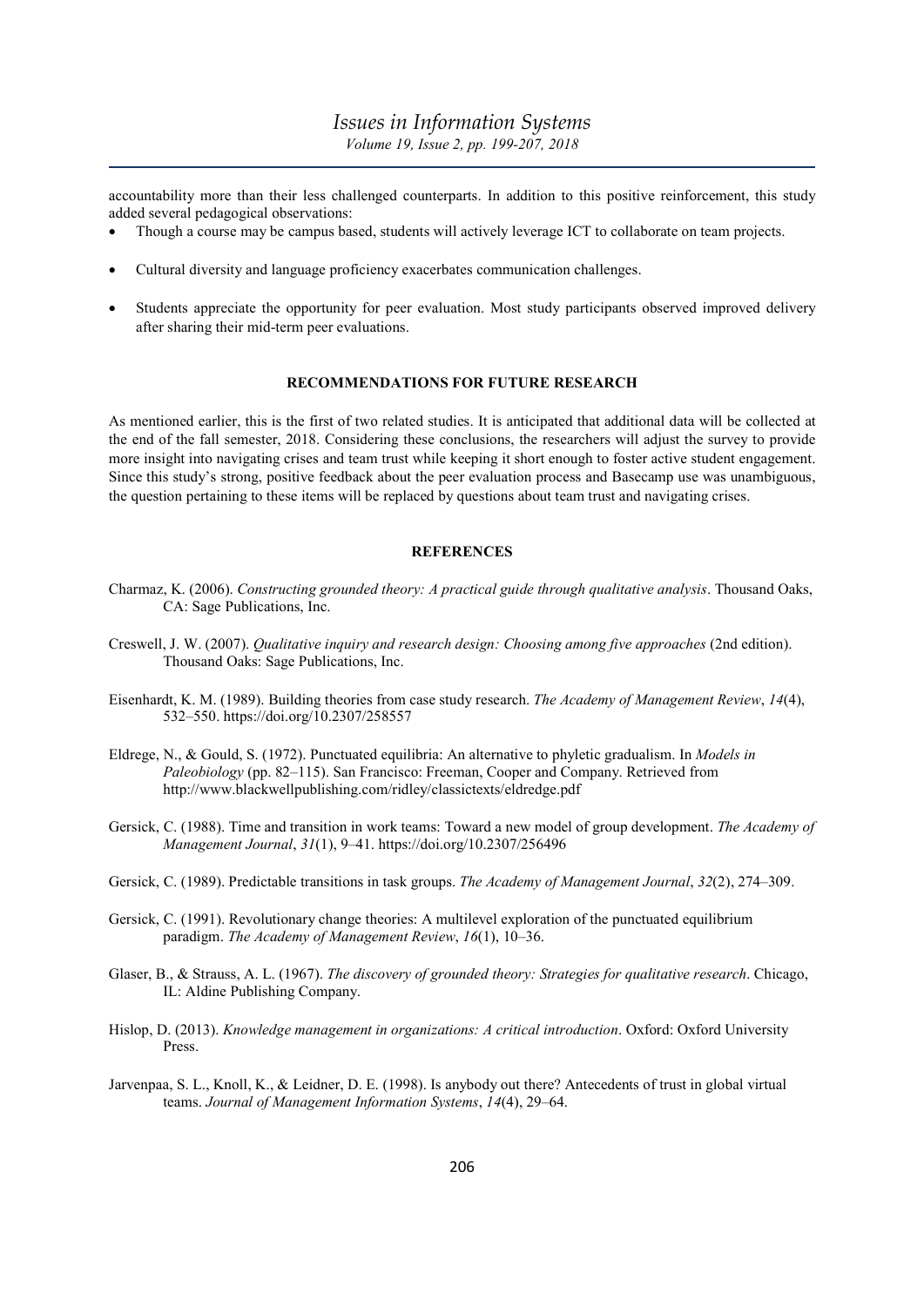accountability more than their less challenged counterparts. In addition to this positive reinforcement, this study added several pedagogical observations:

- Though a course may be campus based, students will actively leverage ICT to collaborate on team projects.
- Cultural diversity and language proficiency exacerbates communication challenges.
- Students appreciate the opportunity for peer evaluation. Most study participants observed improved delivery after sharing their mid-term peer evaluations.

## RECOMMENDATIONS FOR FUTURE RESEARCH

As mentioned earlier, this is the first of two related studies. It is anticipated that additional data will be collected at the end of the fall semester, 2018. Considering these conclusions, the researchers will adjust the survey to provide more insight into navigating crises and team trust while keeping it short enough to foster active student engagement. Since this study's strong, positive feedback about the peer evaluation process and Basecamp use was unambiguous, the question pertaining to these items will be replaced by questions about team trust and navigating crises.

## REFERENCES

Charmaz, K. (2006). *Constructing grounded theory: A practical guide through qualitative analysis*. Thousand Oaks, CA: Sage Publications, Inc.

Creswell, J. W. (2007). *Qualitative inquiry and research design: Choosing among five approaches* (2nd edition). Thousand Oaks: Sage Publications, Inc.

Eisenhardt, K. M. (1989). Building theories from case study research. *The Academy of Management Review*, *14*(4), 532–550. https://doi.org/10.2307/258557

Eldrege, N., & Gould, S. (1972). Punctuated equilibria: An alternative to phyletic gradualism. In *Models in Paleobiology* (pp. 82–115). San Francisco: Freeman, Cooper and Company. Retrieved from http://www.blackwellpublishing.com/ridley/classictexts/eldredge.pdf

Gersick, C. (1988). Time and transition in work teams: Toward a new model of group development. *The Academy of Management Journal*, *31*(1), 9–41. https://doi.org/10.2307/256496

Gersick, C. (1989). Predictable transitions in task groups. *The Academy of Management Journal*, *32*(2), 274–309.

Gersick, C. (1991). Revolutionary change theories: A multilevel exploration of the punctuated equilibrium paradigm. *The Academy of Management Review*, *16*(1), 10–36.

Glaser, B., & Strauss, A. L. (1967). *The discovery of grounded theory: Strategies for qualitative research*. Chicago, IL: Aldine Publishing Company.

Hislop, D. (2013). *Knowledge management in organizations: A critical introduction*. Oxford: Oxford University Press.

Jarvenpaa, S. L., Knoll, K., & Leidner, D. E. (1998). Is anybody out there? Antecedents of trust in global virtual teams. *Journal of Management Information Systems*, *14*(4), 29–64.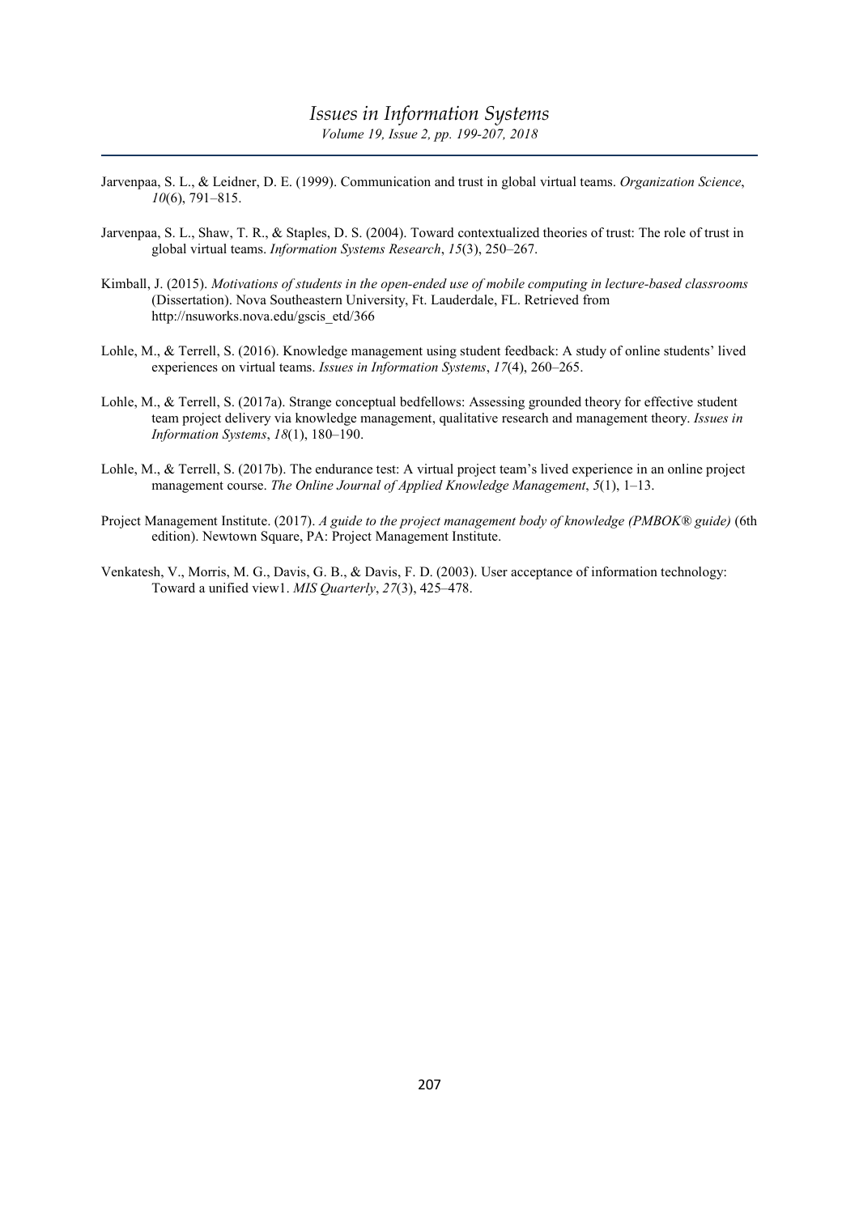Jarvenpaa, S. L., & Leidner, D. E. (1999). Communication and trust in global virtual teams. *Organization Science*, *10*(6), 791–815.

Jarvenpaa, S. L., Shaw, T. R., & Staples, D. S. (2004). Toward contextualized theories of trust: The role of trust in global virtual teams. *Information Systems Research*, *15*(3), 250–267.

Kimball, J. (2015). *Motivations of students in the open-ended use of mobile computing in lecture-based classrooms* (Dissertation). Nova Southeastern University, Ft. Lauderdale, FL. Retrieved from http://nsuworks.nova.edu/gscis_etd/366

Lohle, M., & Terrell, S. (2016). Knowledge management using student feedback: A study of online students' lived experiences on virtual teams. *Issues in Information Systems*, *17*(4), 260–265.

Lohle, M., & Terrell, S. (2017a). Strange conceptual bedfellows: Assessing grounded theory for effective student team project delivery via knowledge management, qualitative research and management theory. *Issues in Information Systems*, *18*(1), 180–190.

Lohle, M., & Terrell, S. (2017b). The endurance test: A virtual project team's lived experience in an online project management course. *The Online Journal of Applied Knowledge Management*, *5*(1), 1–13.

Project Management Institute. (2017). *A guide to the project management body of knowledge (PMBOK® guide)* (6th edition). Newtown Square, PA: Project Management Institute.

Venkatesh, V., Morris, M. G., Davis, G. B., & Davis, F. D. (2003). User acceptance of information technology: Toward a unified view1. *MIS Quarterly*, *27*(3), 425–478.